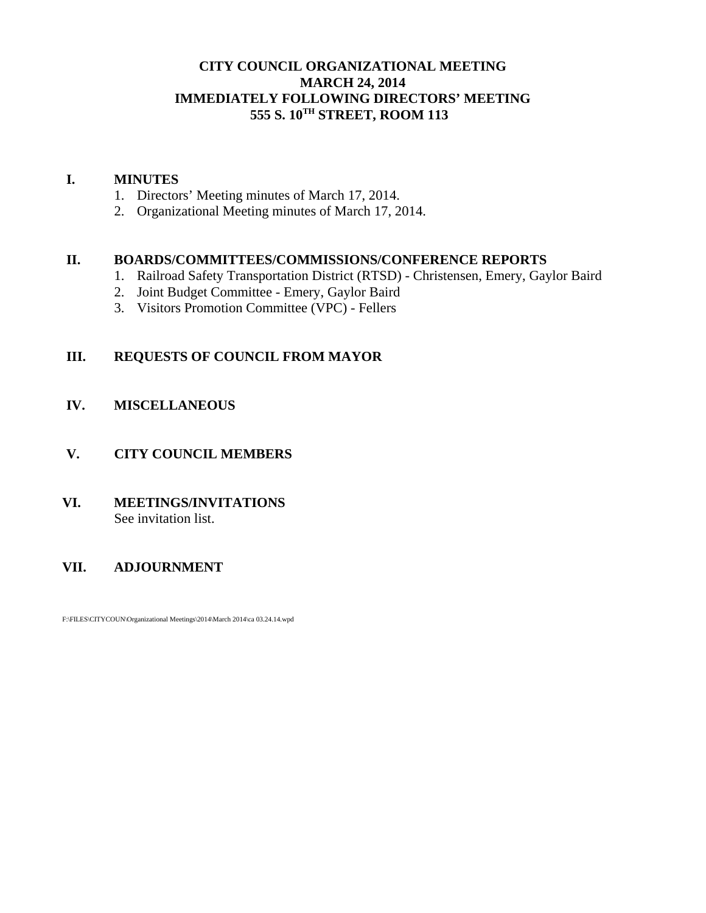# CITY COUNCIL ORGANIZATIONAL MEETING
## MARCH 24, 2014
## IMMEDIATELY FOLLOWING DIRECTORS' MEETING
## 555 S. 10TH STREET, ROOM 113

**I. MINUTES**

1. Directors' Meeting minutes of March 17, 2014.
2. Organizational Meeting minutes of March 17, 2014.

**II. BOARDS/COMMITTEES/COMMISSIONS/CONFERENCE REPORTS**

1. Railroad Safety Transportation District (RTSD) - Christensen, Emery, Gaylor Baird
2. Joint Budget Committee - Emery, Gaylor Baird
3. Visitors Promotion Committee (VPC) - Fellers

**III. REQUESTS OF COUNCIL FROM MAYOR**

**IV. MISCELLANEOUS**

**V. CITY COUNCIL MEMBERS**

**VI. MEETINGS/INVITATIONS**

See invitation list.

**VII. ADJOURNMENT**

F:\FILES\CITYCOUN\Organizational Meetings\2014\March 2014\ca 03.24.14.wpd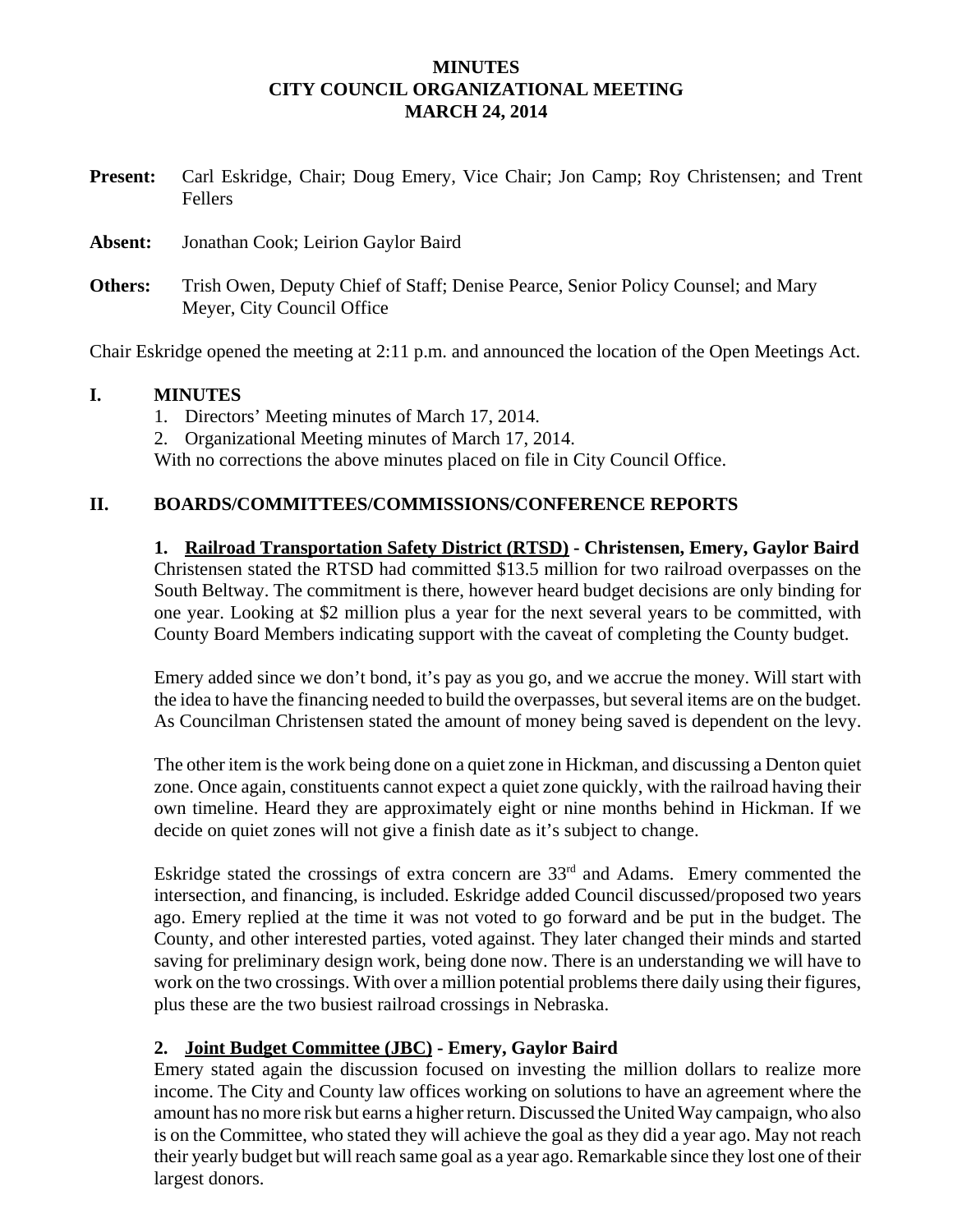**MINUTES**
**CITY COUNCIL ORGANIZATIONAL MEETING**
**MARCH 24, 2014**

**Present:** Carl Eskridge, Chair; Doug Emery, Vice Chair; Jon Camp; Roy Christensen; and Trent Fellers

**Absent:** Jonathan Cook; Leirion Gaylor Baird

**Others:** Trish Owen, Deputy Chief of Staff; Denise Pearce, Senior Policy Counsel; and Mary Meyer, City Council Office

Chair Eskridge opened the meeting at 2:11 p.m. and announced the location of the Open Meetings Act.

## I. MINUTES

1. Directors' Meeting minutes of March 17, 2014.
2. Organizational Meeting minutes of March 17, 2014.

With no corrections the above minutes placed on file in City Council Office.

## II. BOARDS/COMMITTEES/COMMISSIONS/CONFERENCE REPORTS

**1. Railroad Transportation Safety District (RTSD) - Christensen, Emery, Gaylor Baird**

Christensen stated the RTSD had committed $13.5 million for two railroad overpasses on the South Beltway. The commitment is there, however heard budget decisions are only binding for one year. Looking at $2 million plus a year for the next several years to be committed, with County Board Members indicating support with the caveat of completing the County budget.

Emery added since we don't bond, it's pay as you go, and we accrue the money. Will start with the idea to have the financing needed to build the overpasses, but several items are on the budget. As Councilman Christensen stated the amount of money being saved is dependent on the levy.

The other item is the work being done on a quiet zone in Hickman, and discussing a Denton quiet zone. Once again, constituents cannot expect a quiet zone quickly, with the railroad having their own timeline. Heard they are approximately eight or nine months behind in Hickman. If we decide on quiet zones will not give a finish date as it's subject to change.

Eskridge stated the crossings of extra concern are 33rd and Adams. Emery commented the intersection, and financing, is included. Eskridge added Council discussed/proposed two years ago. Emery replied at the time it was not voted to go forward and be put in the budget. The County, and other interested parties, voted against. They later changed their minds and started saving for preliminary design work, being done now. There is an understanding we will have to work on the two crossings. With over a million potential problems there daily using their figures, plus these are the two busiest railroad crossings in Nebraska.

**2. Joint Budget Committee (JBC) - Emery, Gaylor Baird**

Emery stated again the discussion focused on investing the million dollars to realize more income. The City and County law offices working on solutions to have an agreement where the amount has no more risk but earns a higher return. Discussed the United Way campaign, who also is on the Committee, who stated they will achieve the goal as they did a year ago. May not reach their yearly budget but will reach same goal as a year ago. Remarkable since they lost one of their largest donors.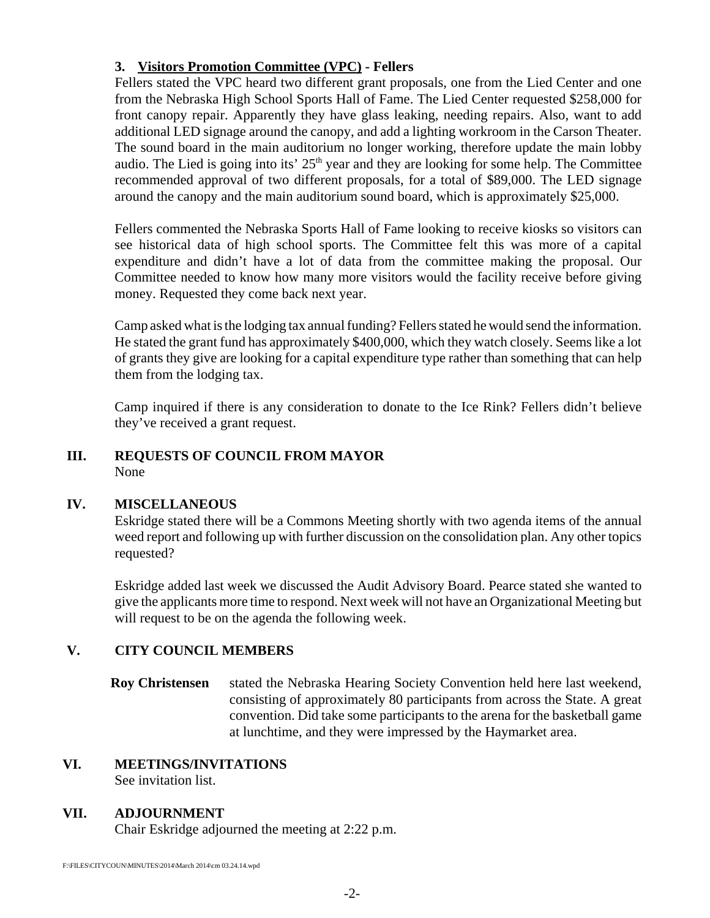### 3. Visitors Promotion Committee (VPC) - Fellers

Fellers stated the VPC heard two different grant proposals, one from the Lied Center and one from the Nebraska High School Sports Hall of Fame. The Lied Center requested $258,000 for front canopy repair. Apparently they have glass leaking, needing repairs. Also, want to add additional LED signage around the canopy, and add a lighting workroom in the Carson Theater. The sound board in the main auditorium no longer working, therefore update the main lobby audio. The Lied is going into its' 25th year and they are looking for some help. The Committee recommended approval of two different proposals, for a total of $89,000. The LED signage around the canopy and the main auditorium sound board, which is approximately $25,000.

Fellers commented the Nebraska Sports Hall of Fame looking to receive kiosks so visitors can see historical data of high school sports. The Committee felt this was more of a capital expenditure and didn't have a lot of data from the committee making the proposal. Our Committee needed to know how many more visitors would the facility receive before giving money. Requested they come back next year.

Camp asked what is the lodging tax annual funding? Fellers stated he would send the information. He stated the grant fund has approximately $400,000, which they watch closely. Seems like a lot of grants they give are looking for a capital expenditure type rather than something that can help them from the lodging tax.

Camp inquired if there is any consideration to donate to the Ice Rink? Fellers didn't believe they've received a grant request.

## III. REQUESTS OF COUNCIL FROM MAYOR

None

## IV. MISCELLANEOUS

Eskridge stated there will be a Commons Meeting shortly with two agenda items of the annual weed report and following up with further discussion on the consolidation plan. Any other topics requested?

Eskridge added last week we discussed the Audit Advisory Board. Pearce stated she wanted to give the applicants more time to respond. Next week will not have an Organizational Meeting but will request to be on the agenda the following week.

## V. CITY COUNCIL MEMBERS

**Roy Christensen** stated the Nebraska Hearing Society Convention held here last weekend, consisting of approximately 80 participants from across the State. A great convention. Did take some participants to the arena for the basketball game at lunchtime, and they were impressed by the Haymarket area.

## VI. MEETINGS/INVITATIONS

See invitation list.

## VII. ADJOURNMENT

Chair Eskridge adjourned the meeting at 2:22 p.m.

F:\FILES\CITYCOUN\MINUTES\2014\March 2014\cm 03.24.14.wpd